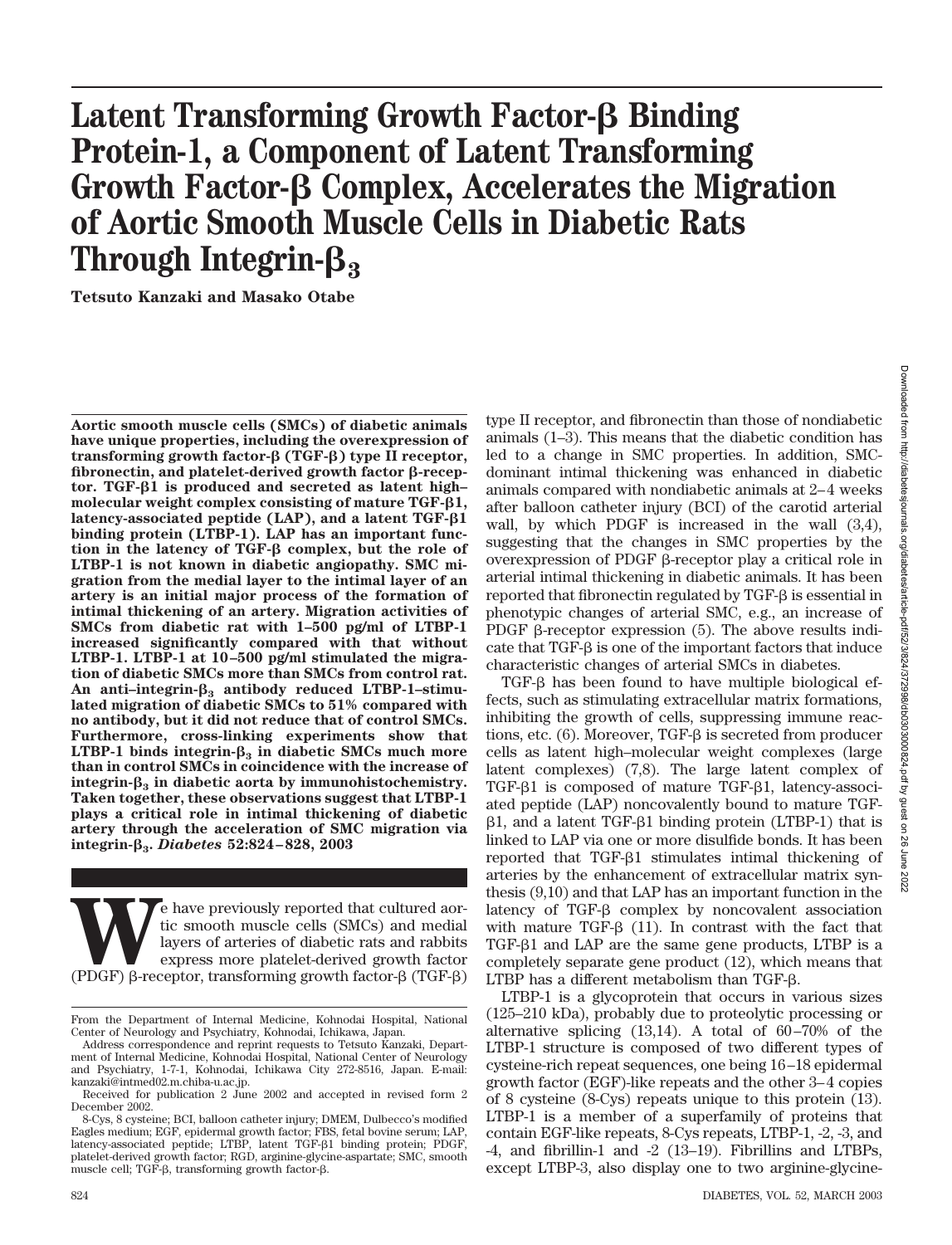# Latent Transforming Growth Factor-β Binding Protein-1, a Component of Latent Transforming Growth Factor-β Complex, Accelerates the Migration of Aortic Smooth Muscle Cells in Diabetic Rats Through Integrin-$\beta_3$

**Tetsuto Kanzaki and Masako Otabe**

**Aortic smooth muscle cells (SMCs) of diabetic animals have unique properties, including the overexpression of transforming growth factor-β (TGF-β) type II receptor, fibronectin, and platelet-derived growth factor β-receptor. TGF-β1 is produced and secreted as latent high–molecular weight complex consisting of mature TGF-β1, latency-associated peptide (LAP), and a latent TGF-β1 binding protein (LTBP-1). LAP has an important function in the latency of TGF-β complex, but the role of LTBP-1 is not known in diabetic angiopathy. SMC migration from the medial layer to the intimal layer of an artery is an initial major process of the formation of intimal thickening of an artery. Migration activities of SMCs from diabetic rat with 1–500 pg/ml of LTBP-1 increased significantly compared with that without LTBP-1. LTBP-1 at 10–500 pg/ml stimulated the migration of diabetic SMCs more than SMCs from control rat. An anti–integrin-$\beta_3$ antibody reduced LTBP-1–stimulated migration of diabetic SMCs to 51% compared with no antibody, but it did not reduce that of control SMCs. Furthermore, cross-linking experiments show that LTBP-1 binds integrin-$\beta_3$ in diabetic SMCs much more than in control SMCs in coincidence with the increase of integrin-$\beta_3$ in diabetic aorta by immunohistochemistry. Taken together, these observations suggest that LTBP-1 plays a critical role in intimal thickening of diabetic artery through the acceleration of SMC migration via integrin-$\beta_3$.** ***Diabetes*** **52:824–828, 2003**

We have previously reported that cultured aortic smooth muscle cells (SMCs) and medial layers of arteries of diabetic rats and rabbits express more platelet-derived growth factor (PDGF) β-receptor, transforming growth factor-β (TGF-β) type II receptor, and fibronectin than those of nondiabetic animals (1–3). This means that the diabetic condition has led to a change in SMC properties. In addition, SMC-dominant intimal thickening was enhanced in diabetic animals compared with nondiabetic animals at 2–4 weeks after balloon catheter injury (BCI) of the carotid arterial wall, by which PDGF is increased in the wall (3,4), suggesting that the changes in SMC properties by the overexpression of PDGF β-receptor play a critical role in arterial intimal thickening in diabetic animals. It has been reported that fibronectin regulated by TGF-β is essential in phenotypic changes of arterial SMC, e.g., an increase of PDGF β-receptor expression (5). The above results indicate that TGF-β is one of the important factors that induce characteristic changes of arterial SMCs in diabetes.

TGF-β has been found to have multiple biological effects, such as stimulating extracellular matrix formations, inhibiting the growth of cells, suppressing immune reactions, etc. (6). Moreover, TGF-β is secreted from producer cells as latent high–molecular weight complexes (large latent complexes) (7,8). The large latent complex of TGF-β1 is composed of mature TGF-β1, latency-associated peptide (LAP) noncovalently bound to mature TGF-β1, and a latent TGF-β1 binding protein (LTBP-1) that is linked to LAP via one or more disulfide bonds. It has been reported that TGF-β1 stimulates intimal thickening of arteries by the enhancement of extracellular matrix synthesis (9,10) and that LAP has an important function in the latency of TGF-β complex by noncovalent association with mature TGF-β (11). In contrast with the fact that TGF-β1 and LAP are the same gene products, LTBP is a completely separate gene product (12), which means that LTBP has a different metabolism than TGF-β.

LTBP-1 is a glycoprotein that occurs in various sizes (125–210 kDa), probably due to proteolytic processing or alternative splicing (13,14). A total of 60–70% of the LTBP-1 structure is composed of two different types of cysteine-rich repeat sequences, one being 16–18 epidermal growth factor (EGF)-like repeats and the other 3–4 copies of 8 cysteine (8-Cys) repeats unique to this protein (13). LTBP-1 is a member of a superfamily of proteins that contain EGF-like repeats, 8-Cys repeats, LTBP-1, -2, -3, and -4, and fibrillin-1 and -2 (13–19). Fibrillins and LTBPs, except LTBP-3, also display one to two arginine-glycine-

From the Department of Internal Medicine, Kohnodai Hospital, National Center of Neurology and Psychiatry, Kohnodai, Ichikawa, Japan.

Address correspondence and reprint requests to Tetsuto Kanzaki, Department of Internal Medicine, Kohnodai Hospital, National Center of Neurology and Psychiatry, 1-7-1, Kohnodai, Ichikawa City 272-8516, Japan. E-mail: kanzaki@intmed02.m.chiba-u.ac.jp.

Received for publication 2 June 2002 and accepted in revised form 2 December 2002.

8-Cys, 8 cysteine; BCI, balloon catheter injury; DMEM, Dulbecco's modified Eagles medium; EGF, epidermal growth factor; FBS, fetal bovine serum; LAP, latency-associated peptide; LTBP, latent TGF-β1 binding protein; PDGF, platelet-derived growth factor; RGD, arginine-glycine-aspartate; SMC, smooth muscle cell; TGF-β, transforming growth factor-β.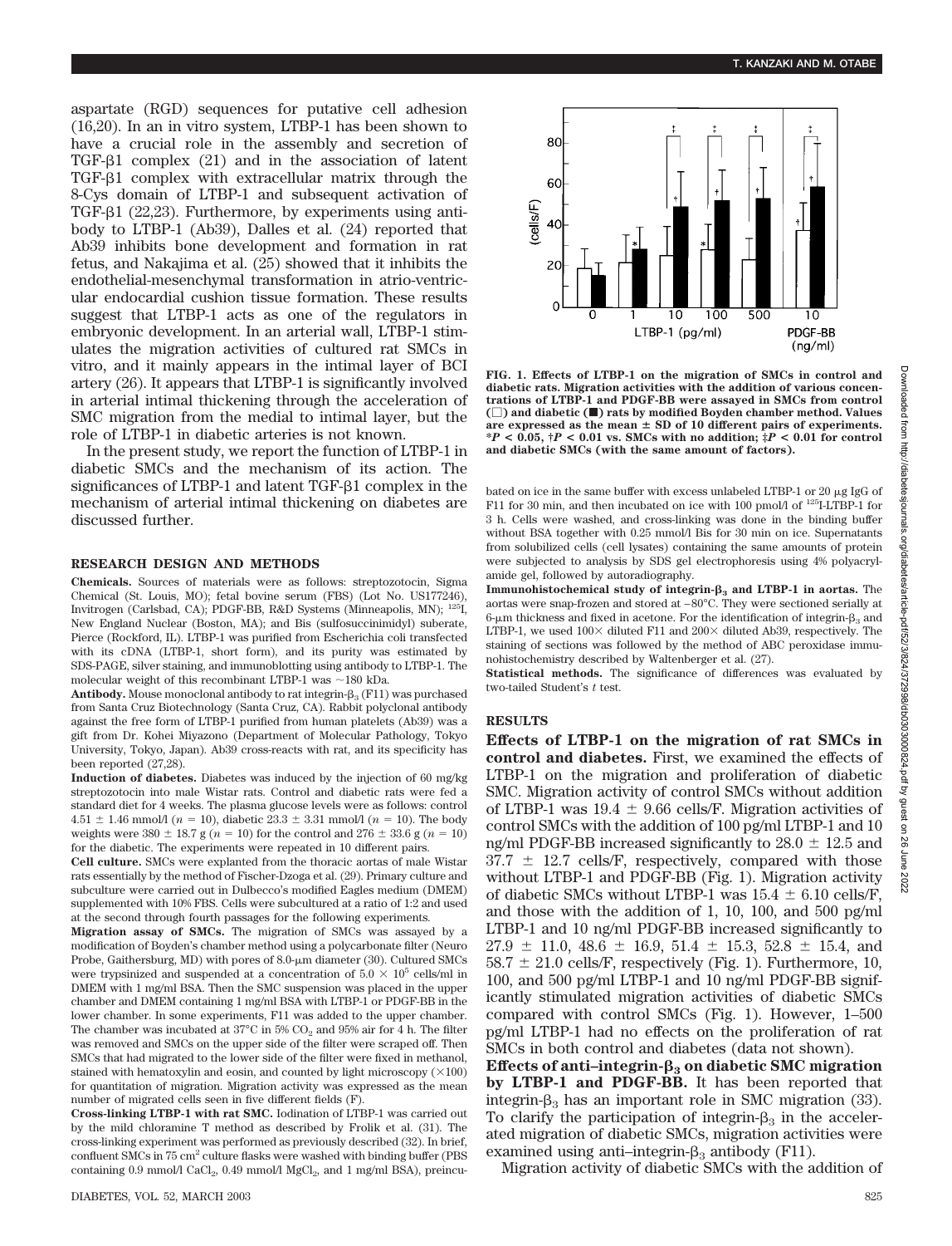aspartate (RGD) sequences for putative cell adhesion (16,20). In an in vitro system, LTBP-1 has been shown to have a crucial role in the assembly and secretion of TGF-β1 complex (21) and in the association of latent TGF-β1 complex with extracellular matrix through the 8-Cys domain of LTBP-1 and subsequent activation of TGF-β1 (22,23). Furthermore, by experiments using antibody to LTBP-1 (Ab39), Dalles et al. (24) reported that Ab39 inhibits bone development and formation in rat fetus, and Nakajima et al. (25) showed that it inhibits the endothelial-mesenchymal transformation in atrio-ventricular endocardial cushion tissue formation. These results suggest that LTBP-1 acts as one of the regulators in embryonic development. In an arterial wall, LTBP-1 stimulates the migration activities of cultured rat SMCs in vitro, and it mainly appears in the intimal layer of BCI artery (26). It appears that LTBP-1 is significantly involved in arterial intimal thickening through the acceleration of SMC migration from the medial to intimal layer, but the role of LTBP-1 in diabetic arteries is not known.

In the present study, we report the function of LTBP-1 in diabetic SMCs and the mechanism of its action. The significances of LTBP-1 and latent TGF-β1 complex in the mechanism of arterial intimal thickening on diabetes are discussed further.

## RESEARCH DESIGN AND METHODS

**Chemicals.** Sources of materials were as follows: streptozotocin, Sigma Chemical (St. Louis, MO); fetal bovine serum (FBS) (Lot No. US177246), Invitrogen (Carlsbad, CA); PDGF-BB, R&D Systems (Minneapolis, MN); $^{125}$I, New England Nuclear (Boston, MA); and Bis (sulfosuccinimidyl) suberate, Pierce (Rockford, IL). LTBP-1 was purified from Escherichia coli transfected with its cDNA (LTBP-1, short form), and its purity was estimated by SDS-PAGE, silver staining, and immunoblotting using antibody to LTBP-1. The molecular weight of this recombinant LTBP-1 was ~180 kDa.

**Antibody.** Mouse monoclonal antibody to rat integrin-$\beta_3$ (F11) was purchased from Santa Cruz Biotechnology (Santa Cruz, CA). Rabbit polyclonal antibody against the free form of LTBP-1 purified from human platelets (Ab39) was a gift from Dr. Kohei Miyazono (Department of Molecular Pathology, Tokyo University, Tokyo, Japan). Ab39 cross-reacts with rat, and its specificity has been reported (27,28).

**Induction of diabetes.** Diabetes was induced by the injection of 60 mg/kg streptozotocin into male Wistar rats. Control and diabetic rats were fed a standard diet for 4 weeks. The plasma glucose levels were as follows: control 4.51 ± 1.46 mmol/l ($n$ = 10), diabetic 23.3 ± 3.31 mmol/l ($n$ = 10). The body weights were 380 ± 18.7 g ($n$ = 10) for the control and 276 ± 33.6 g ($n$ = 10) for the diabetic. The experiments were repeated in 10 different pairs.

**Cell culture.** SMCs were explanted from the thoracic aortas of male Wistar rats essentially by the method of Fischer-Dzoga et al. (29). Primary culture and subculture were carried out in Dulbecco's modified Eagles medium (DMEM) supplemented with 10% FBS. Cells were subcultured at a ratio of 1:2 and used at the second through fourth passages for the following experiments.

**Migration assay of SMCs.** The migration of SMCs was assayed by a modification of Boyden's chamber method using a polycarbonate filter (Neuro Probe, Gaithersburg, MD) with pores of 8.0-μm diameter (30). Cultured SMCs were trypsinized and suspended at a concentration of $5.0 \times 10^5$ cells/ml in DMEM with 1 mg/ml BSA. Then the SMC suspension was placed in the upper chamber and DMEM containing 1 mg/ml BSA with LTBP-1 or PDGF-BB in the lower chamber. In some experiments, F11 was added to the upper chamber. The chamber was incubated at 37°C in 5% $CO_2$ and 95% air for 4 h. The filter was removed and SMCs on the upper side of the filter were scraped off. Then SMCs that had migrated to the lower side of the filter were fixed in methanol, stained with hematoxylin and eosin, and counted by light microscopy (×100) for quantitation of migration. Migration activity was expressed as the mean number of migrated cells seen in five different fields (F).

**Cross-linking LTBP-1 with rat SMC.** Iodination of LTBP-1 was carried out by the mild chloramine T method as described by Frolik et al. (31). The cross-linking experiment was performed as previously described (32). In brief, confluent SMCs in 75 cm² culture flasks were washed with binding buffer (PBS containing 0.9 mmol/l $CaCl_2$, 0.49 mmol/l $MgCl_2$, and 1 mg/ml BSA), preincubated on ice in the same buffer with excess unlabeled LTBP-1 or 20 μg IgG of F11 for 30 min, and then incubated on ice with 100 pmol/l of $^{125}$I-LTBP-1 for 3 h. Cells were washed, and cross-linking was done in the binding buffer without BSA together with 0.25 mmol/l Bis for 30 min on ice. Supernatants from solubilized cells (cell lysates) containing the same amounts of protein were subjected to analysis by SDS gel electrophoresis using 4% polyacrylamide gel, followed by autoradiography.

**Immunohistochemical study of integrin-$\beta_3$ and LTBP-1 in aortas.** The aortas were snap-frozen and stored at −80°C. They were sectioned serially at 6-μm thickness and fixed in acetone. For the identification of integrin-$\beta_3$ and LTBP-1, we used 100× diluted F11 and 200× diluted Ab39, respectively. The staining of sections was followed by the method of ABC peroxidase immunohistochemistry described by Waltenberger et al. (27).

**Statistical methods.** The significance of differences was evaluated by two-tailed Student's $t$ test.

**FIG. 1. Effects of LTBP-1 on the migration of SMCs in control and diabetic rats. Migration activities with the addition of various concentrations of LTBP-1 and PDGF-BB were assayed in SMCs from control (□) and diabetic (■) rats by modified Boyden chamber method. Values are expressed as the mean ± SD of 10 different pairs of experiments. \*$P < 0.05$, †$P < 0.01$ vs. SMCs with no addition; ‡$P < 0.01$ for control and diabetic SMCs (with the same amount of factors).**

## RESULTS

**Effects of LTBP-1 on the migration of rat SMCs in control and diabetes.** First, we examined the effects of LTBP-1 on the migration and proliferation of diabetic SMC. Migration activity of control SMCs without addition of LTBP-1 was 19.4 ± 9.66 cells/F. Migration activities of control SMCs with the addition of 100 pg/ml LTBP-1 and 10 ng/ml PDGF-BB increased significantly to 28.0 ± 12.5 and 37.7 ± 12.7 cells/F, respectively, compared with those without LTBP-1 and PDGF-BB (Fig. 1). Migration activity of diabetic SMCs without LTBP-1 was 15.4 ± 6.10 cells/F, and those with the addition of 1, 10, 100, and 500 pg/ml LTBP-1 and 10 ng/ml PDGF-BB increased significantly to 27.9 ± 11.0, 48.6 ± 16.9, 51.4 ± 15.3, 52.8 ± 15.4, and 58.7 ± 21.0 cells/F, respectively (Fig. 1). Furthermore, 10, 100, and 500 pg/ml LTBP-1 and 10 ng/ml PDGF-BB significantly stimulated migration activities of diabetic SMCs compared with control SMCs (Fig. 1). However, 1–500 pg/ml LTBP-1 had no effects on the proliferation of rat SMCs in both control and diabetes (data not shown).

**Effects of anti–integrin-$\beta_3$ on diabetic SMC migration by LTBP-1 and PDGF-BB.** It has been reported that integrin-$\beta_3$ has an important role in SMC migration (33). To clarify the participation of integrin-$\beta_3$ in the accelerated migration of diabetic SMCs, migration activities were examined using anti–integrin-$\beta_3$ antibody (F11).

Migration activity of diabetic SMCs with the addition of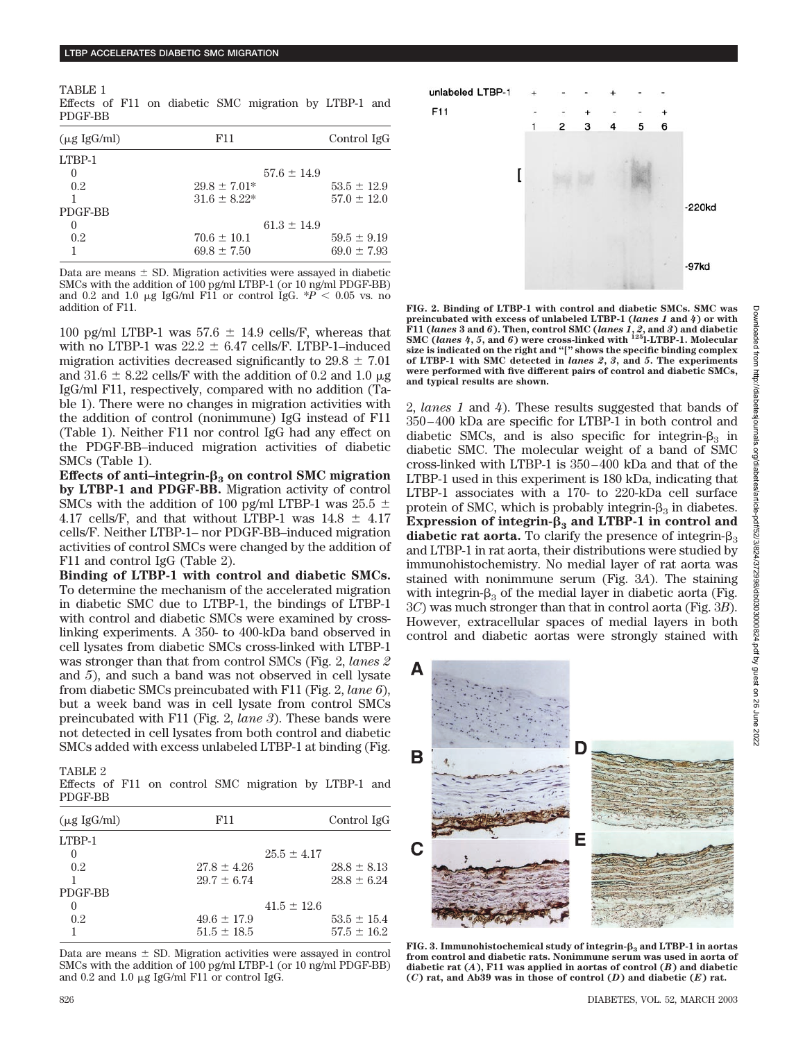TABLE 1
Effects of F11 on diabetic SMC migration by LTBP-1 and PDGF-BB

| (μg IgG/ml) | F11 | | Control IgG |
|---|---|---|---|
| LTBP-1 | | | |
| 0 | | 57.6 ± 14.9 | |
| 0.2 | 29.8 ± 7.01* | | 53.5 ± 12.9 |
| 1 | 31.6 ± 8.22* | | 57.0 ± 12.0 |
| PDGF-BB | | | |
| 0 | | 61.3 ± 14.9 | |
| 0.2 | 70.6 ± 10.1 | | 59.5 ± 9.19 |
| 1 | 69.8 ± 7.50 | | 69.0 ± 7.93 |

Data are means ± SD. Migration activities were assayed in diabetic SMCs with the addition of 100 pg/ml LTBP-1 (or 10 ng/ml PDGF-BB) and 0.2 and 1.0 μg IgG/ml F11 or control IgG. *$P < 0.05$ vs. no addition of F11.

100 pg/ml LTBP-1 was 57.6 ± 14.9 cells/F, whereas that with no LTBP-1 was 22.2 ± 6.47 cells/F. LTBP-1–induced migration activities decreased significantly to 29.8 ± 7.01 and 31.6 ± 8.22 cells/F with the addition of 0.2 and 1.0 μg IgG/ml F11, respectively, compared with no addition (Table 1). There were no changes in migration activities with the addition of control (nonimmune) IgG instead of F11 (Table 1). Neither F11 nor control IgG had any effect on the PDGF-BB–induced migration activities of diabetic SMCs (Table 1).

**Effects of anti–integrin-$\beta_3$ on control SMC migration by LTBP-1 and PDGF-BB.** Migration activity of control SMCs with the addition of 100 pg/ml LTBP-1 was 25.5 ± 4.17 cells/F, and that without LTBP-1 was 14.8 ± 4.17 cells/F. Neither LTBP-1– nor PDGF-BB–induced migration activities of control SMCs were changed by the addition of F11 and control IgG (Table 2).

**Binding of LTBP-1 with control and diabetic SMCs.** To determine the mechanism of the accelerated migration in diabetic SMC due to LTBP-1, the bindings of LTBP-1 with control and diabetic SMCs were examined by cross-linking experiments. A 350- to 400-kDa band observed in cell lysates from diabetic SMCs cross-linked with LTBP-1 was stronger than that from control SMCs (Fig. 2, *lanes 2* and *5*), and such a band was not observed in cell lysate from diabetic SMCs preincubated with F11 (Fig. 2, *lane 6*), but a week band was in cell lysate from control SMCs preincubated with F11 (Fig. 2, *lane 3*). These bands were not detected in cell lysates from both control and diabetic SMCs added with excess unlabeled LTBP-1 at binding (Fig. 2, *lanes 1* and *4*). These results suggested that bands of 350–400 kDa are specific for LTBP-1 in both control and diabetic SMCs, and is also specific for integrin-$\beta_3$ in diabetic SMC. The molecular weight of a band of SMC cross-linked with LTBP-1 is 350–400 kDa and that of the LTBP-1 used in this experiment is 180 kDa, indicating that LTBP-1 associates with a 170- to 220-kDa cell surface protein of SMC, which is probably integrin-$\beta_3$ in diabetes.

TABLE 2
Effects of F11 on control SMC migration by LTBP-1 and PDGF-BB

| (μg IgG/ml) | F11 | | Control IgG |
|---|---|---|---|
| LTBP-1 | | | |
| 0 | | 25.5 ± 4.17 | |
| 0.2 | 27.8 ± 4.26 | | 28.8 ± 8.13 |
| 1 | 29.7 ± 6.74 | | 28.8 ± 6.24 |
| PDGF-BB | | | |
| 0 | | 41.5 ± 12.6 | |
| 0.2 | 49.6 ± 17.9 | | 53.5 ± 15.4 |
| 1 | 51.5 ± 18.5 | | 57.5 ± 16.2 |

Data are means ± SD. Migration activities were assayed in control SMCs with the addition of 100 pg/ml LTBP-1 (or 10 ng/ml PDGF-BB) and 0.2 and 1.0 μg IgG/ml F11 or control IgG.

**FIG. 2. Binding of LTBP-1 with control and diabetic SMCs. SMC was preincubated with excess of unlabeled LTBP-1 (*lanes 1* and *4*) or with F11 (*lanes 3* and *6*). Then, control SMC (*lanes 1*, *2*, and *3*) and diabetic SMC (*lanes 4*, *5*, and *6*) were cross-linked with $^{125}$I-LTBP-1. Molecular size is indicated on the right and "[" shows the specific binding complex of LTBP-1 with SMC detected in *lanes 2*, *3*, and *5*. The experiments were performed with five different pairs of control and diabetic SMCs, and typical results are shown.**

**Expression of integrin-$\beta_3$ and LTBP-1 in control and diabetic rat aorta.** To clarify the presence of integrin-$\beta_3$ and LTBP-1 in rat aorta, their distributions were studied by immunohistochemistry. No medial layer of rat aorta was stained with nonimmune serum (Fig. 3*A*). The staining with integrin-$\beta_3$ of the medial layer in diabetic aorta (Fig. 3*C*) was much stronger than that in control aorta (Fig. 3*B*). However, extracellular spaces of medial layers in both control and diabetic aortas were strongly stained with

**FIG. 3. Immunohistochemical study of integrin-$\beta_3$ and LTBP-1 in aortas from control and diabetic rats. Nonimmune serum was used in aorta of diabetic rat (*A*), F11 was applied in aortas of control (*B*) and diabetic (*C*) rat, and Ab39 was in those of control (*D*) and diabetic (*E*) rat.**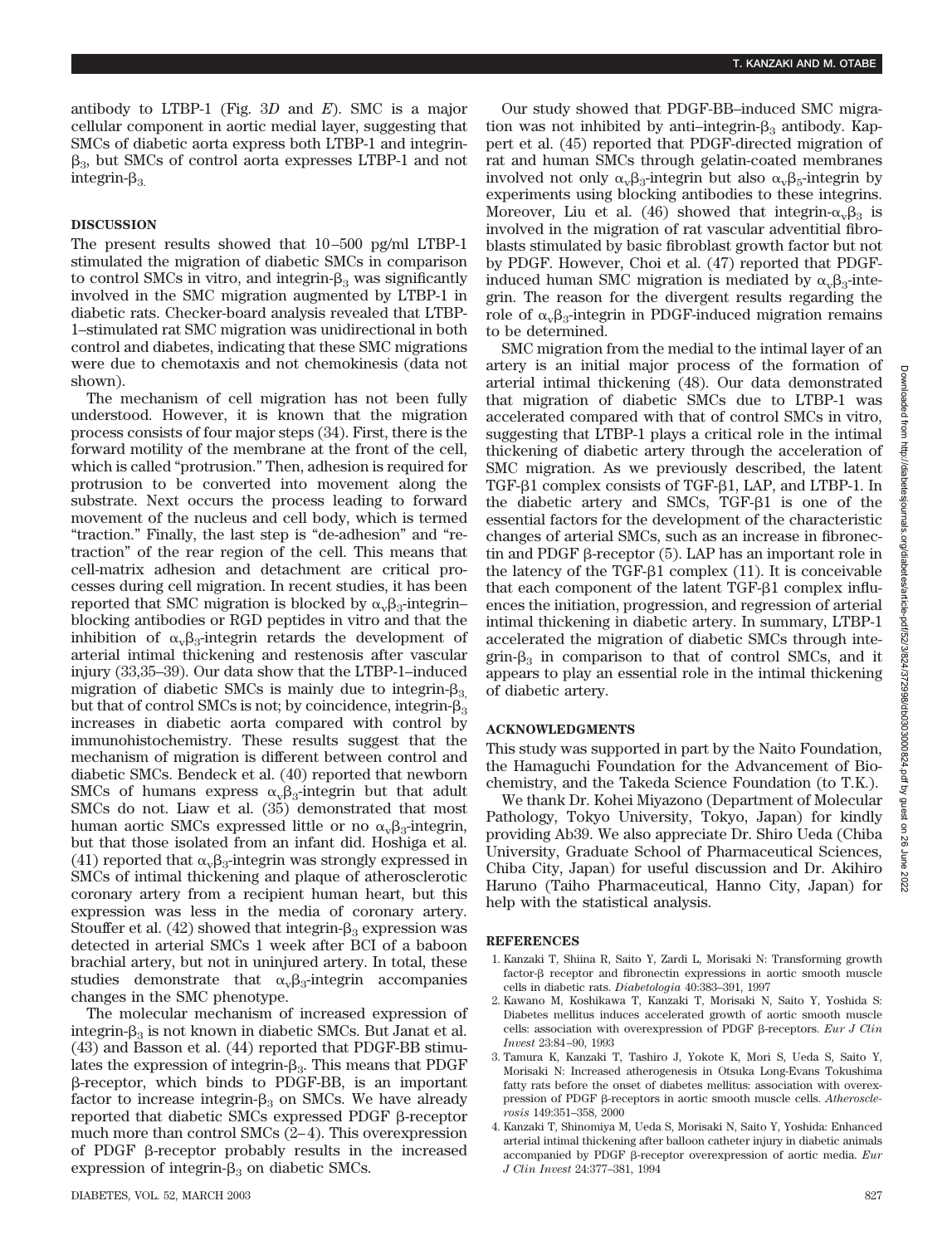antibody to LTBP-1 (Fig. 3*D* and *E*). SMC is a major cellular component in aortic medial layer, suggesting that SMCs of diabetic aorta express both LTBP-1 and integrin-$\beta_3$, but SMCs of control aorta expresses LTBP-1 and not integrin-$\beta_3$.

## DISCUSSION

The present results showed that 10–500 pg/ml LTBP-1 stimulated the migration of diabetic SMCs in comparison to control SMCs in vitro, and integrin-$\beta_3$ was significantly involved in the SMC migration augmented by LTBP-1 in diabetic rats. Checker-board analysis revealed that LTBP-1–stimulated rat SMC migration was unidirectional in both control and diabetes, indicating that these SMC migrations were due to chemotaxis and not chemokinesis (data not shown).

The mechanism of cell migration has not been fully understood. However, it is known that the migration process consists of four major steps (34). First, there is the forward motility of the membrane at the front of the cell, which is called "protrusion." Then, adhesion is required for protrusion to be converted into movement along the substrate. Next occurs the process leading to forward movement of the nucleus and cell body, which is termed "traction." Finally, the last step is "de-adhesion" and "retraction" of the rear region of the cell. This means that cell-matrix adhesion and detachment are critical processes during cell migration. In recent studies, it has been reported that SMC migration is blocked by $\alpha_v\beta_3$-integrin–blocking antibodies or RGD peptides in vitro and that the inhibition of $\alpha_v\beta_3$-integrin retards the development of arterial intimal thickening and restenosis after vascular injury (33,35–39). Our data show that the LTBP-1–induced migration of diabetic SMCs is mainly due to integrin-$\beta_3$, but that of control SMCs is not; by coincidence, integrin-$\beta_3$ increases in diabetic aorta compared with control by immunohistochemistry. These results suggest that the mechanism of migration is different between control and diabetic SMCs. Bendeck et al. (40) reported that newborn SMCs of humans express $\alpha_v\beta_3$-integrin but that adult SMCs do not. Liaw et al. (35) demonstrated that most human aortic SMCs expressed little or no $\alpha_v\beta_3$-integrin, but that those isolated from an infant did. Hoshiga et al. (41) reported that $\alpha_v\beta_3$-integrin was strongly expressed in SMCs of intimal thickening and plaque of atherosclerotic coronary artery from a recipient human heart, but this expression was less in the media of coronary artery. Stouffer et al. (42) showed that integrin-$\beta_3$ expression was detected in arterial SMCs 1 week after BCI of a baboon brachial artery, but not in uninjured artery. In total, these studies demonstrate that $\alpha_v\beta_3$-integrin accompanies changes in the SMC phenotype.

The molecular mechanism of increased expression of integrin-$\beta_3$ is not known in diabetic SMCs. But Janat et al. (43) and Basson et al. (44) reported that PDGF-BB stimulates the expression of integrin-$\beta_3$. This means that PDGF $\beta$-receptor, which binds to PDGF-BB, is an important factor to increase integrin-$\beta_3$ on SMCs. We have already reported that diabetic SMCs expressed PDGF $\beta$-receptor much more than control SMCs (2–4). This overexpression of PDGF $\beta$-receptor probably results in the increased expression of integrin-$\beta_3$ on diabetic SMCs.

Our study showed that PDGF-BB–induced SMC migration was not inhibited by anti–integrin-$\beta_3$ antibody. Kappert et al. (45) reported that PDGF-directed migration of rat and human SMCs through gelatin-coated membranes involved not only $\alpha_v\beta_3$-integrin but also $\alpha_v\beta_5$-integrin by experiments using blocking antibodies to these integrins. Moreover, Liu et al. (46) showed that integrin-$\alpha_v\beta_3$ is involved in the migration of rat vascular adventitial fibroblasts stimulated by basic fibroblast growth factor but not by PDGF. However, Choi et al. (47) reported that PDGF-induced human SMC migration is mediated by $\alpha_v\beta_3$-integrin. The reason for the divergent results regarding the role of $\alpha_v\beta_3$-integrin in PDGF-induced migration remains to be determined.

SMC migration from the medial to the intimal layer of an artery is an initial major process of the formation of arterial intimal thickening (48). Our data demonstrated that migration of diabetic SMCs due to LTBP-1 was accelerated compared with that of control SMCs in vitro, suggesting that LTBP-1 plays a critical role in the intimal thickening of diabetic artery through the acceleration of SMC migration. As we previously described, the latent TGF-$\beta$1 complex consists of TGF-$\beta$1, LAP, and LTBP-1. In the diabetic artery and SMCs, TGF-$\beta$1 is one of the essential factors for the development of the characteristic changes of arterial SMCs, such as an increase in fibronectin and PDGF $\beta$-receptor (5). LAP has an important role in the latency of the TGF-$\beta$1 complex (11). It is conceivable that each component of the latent TGF-$\beta$1 complex influences the initiation, progression, and regression of arterial intimal thickening in diabetic artery. In summary, LTBP-1 accelerated the migration of diabetic SMCs through integrin-$\beta_3$ in comparison to that of control SMCs, and it appears to play an essential role in the intimal thickening of diabetic artery.

## ACKNOWLEDGMENTS

This study was supported in part by the Naito Foundation, the Hamaguchi Foundation for the Advancement of Biochemistry, and the Takeda Science Foundation (to T.K.).

We thank Dr. Kohei Miyazono (Department of Molecular Pathology, Tokyo University, Tokyo, Japan) for kindly providing Ab39. We also appreciate Dr. Shiro Ueda (Chiba University, Graduate School of Pharmaceutical Sciences, Chiba City, Japan) for useful discussion and Dr. Akihiro Haruno (Taiho Pharmaceutical, Hanno City, Japan) for help with the statistical analysis.

## REFERENCES

1. Kanzaki T, Shiina R, Saito Y, Zardi L, Morisaki N: Transforming growth factor-$\beta$ receptor and fibronectin expressions in aortic smooth muscle cells in diabetic rats. *Diabetologia* 40:383–391, 1997
2. Kawano M, Koshikawa T, Kanzaki T, Morisaki N, Saito Y, Yoshida S: Diabetes mellitus induces accelerated growth of aortic smooth muscle cells: association with overexpression of PDGF $\beta$-receptors. *Eur J Clin Invest* 23:84–90, 1993
3. Tamura K, Kanzaki T, Tashiro J, Yokote K, Mori S, Ueda S, Saito Y, Morisaki N: Increased atherogenesis in Otsuka Long-Evans Tokushima fatty rats before the onset of diabetes mellitus: association with overexpression of PDGF $\beta$-receptors in aortic smooth muscle cells. *Atherosclerosis* 149:351–358, 2000
4. Kanzaki T, Shinomiya M, Ueda S, Morisaki N, Saito Y, Yoshida: Enhanced arterial intimal thickening after balloon catheter injury in diabetic animals accompanied by PDGF $\beta$-receptor overexpression of aortic media. *Eur J Clin Invest* 24:377–381, 1994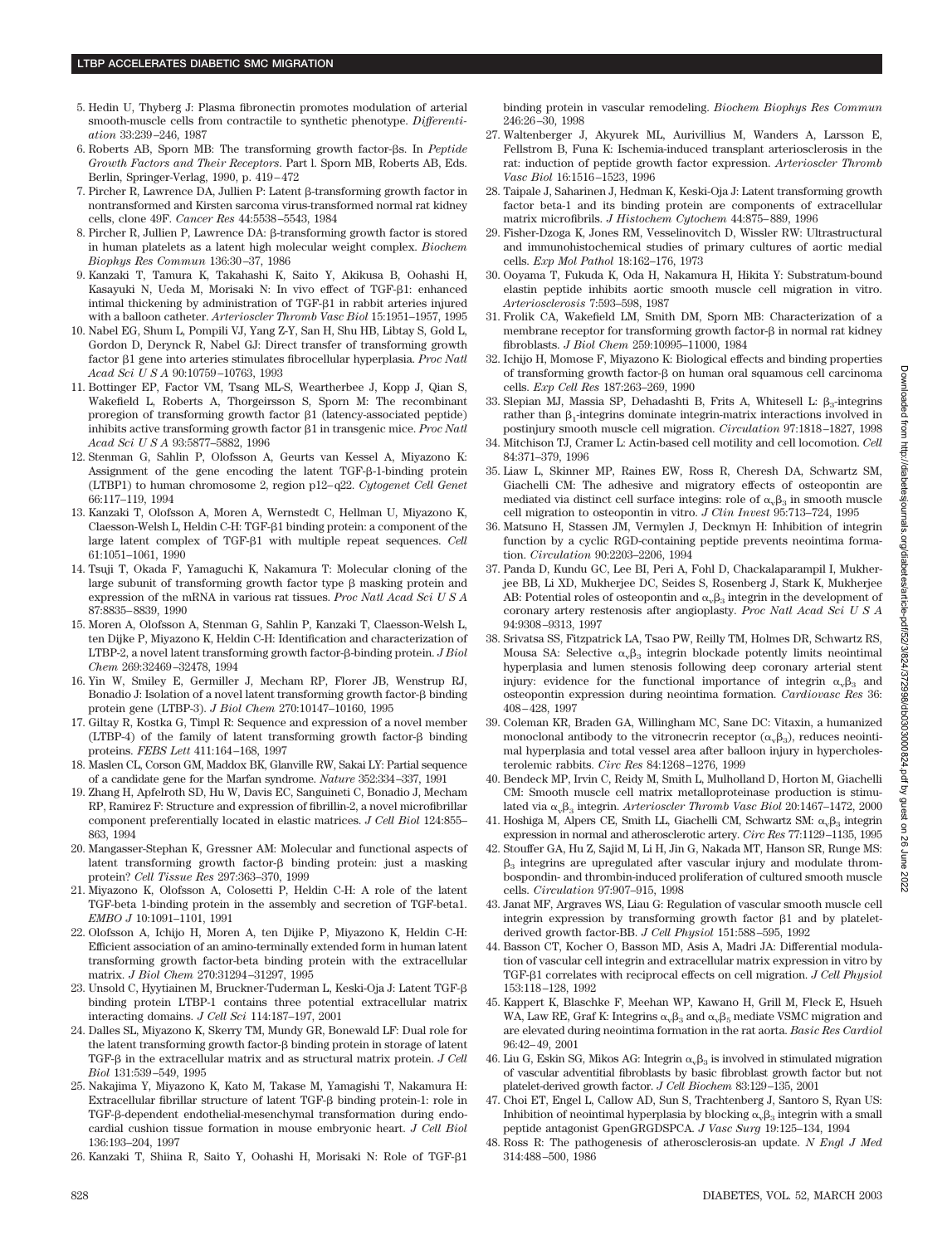5. Hedin U, Thyberg J: Plasma fibronectin promotes modulation of arterial smooth-muscle cells from contractile to synthetic phenotype. *Differentiation* 33:239–246, 1987
6. Roberts AB, Sporn MB: The transforming growth factor-βs. In *Peptide Growth Factors and Their Receptors.* Part l. Sporn MB, Roberts AB, Eds. Berlin, Springer-Verlag, 1990, p. 419–472
7. Pircher R, Lawrence DA, Jullien P: Latent β-transforming growth factor in nontransformed and Kirsten sarcoma virus-transformed normal rat kidney cells, clone 49F. *Cancer Res* 44:5538–5543, 1984
8. Pircher R, Jullien P, Lawrence DA: β-transforming growth factor is stored in human platelets as a latent high molecular weight complex. *Biochem Biophys Res Commun* 136:30–37, 1986
9. Kanzaki T, Tamura K, Takahashi K, Saito Y, Akikusa B, Oohashi H, Kasayuki N, Ueda M, Morisaki N: In vivo effect of TGF-β1: enhanced intimal thickening by administration of TGF-β1 in rabbit arteries injured with a balloon catheter. *Arterioscler Thromb Vasc Biol* 15:1951–1957, 1995
10. Nabel EG, Shum L, Pompili VJ, Yang Z-Y, San H, Shu HB, Libtay S, Gold L, Gordon D, Derynck R, Nabel GJ: Direct transfer of transforming growth factor β1 gene into arteries stimulates fibrocellular hyperplasia. *Proc Natl Acad Sci U S A* 90:10759–10763, 1993
11. Bottinger EP, Factor VM, Tsang ML-S, Weartherbee J, Kopp J, Qian S, Wakefield L, Roberts A, Thorgeirsson S, Sporn M: The recombinant proregion of transforming growth factor β1 (latency-associated peptide) inhibits active transforming growth factor β1 in transgenic mice. *Proc Natl Acad Sci U S A* 93:5877–5882, 1996
12. Stenman G, Sahlin P, Olofsson A, Geurts van Kessel A, Miyazono K: Assignment of the gene encoding the latent TGF-β-1-binding protein (LTBP1) to human chromosome 2, region p12–q22. *Cytogenet Cell Genet* 66:117–119, 1994
13. Kanzaki T, Olofsson A, Moren A, Wernstedt C, Hellman U, Miyazono K, Claesson-Welsh L, Heldin C-H: TGF-β1 binding protein: a component of the large latent complex of TGF-β1 with multiple repeat sequences. *Cell* 61:1051–1061, 1990
14. Tsuji T, Okada F, Yamaguchi K, Nakamura T: Molecular cloning of the large subunit of transforming growth factor type β masking protein and expression of the mRNA in various rat tissues. *Proc Natl Acad Sci U S A* 87:8835–8839, 1990
15. Moren A, Olofsson A, Stenman G, Sahlin P, Kanzaki T, Claesson-Welsh L, ten Dijke P, Miyazono K, Heldin C-H: Identification and characterization of LTBP-2, a novel latent transforming growth factor-β-binding protein. *J Biol Chem* 269:32469–32478, 1994
16. Yin W, Smiley E, Germiller J, Mecham RP, Florer JB, Wenstrup RJ, Bonadio J: Isolation of a novel latent transforming growth factor-β binding protein gene (LTBP-3). *J Biol Chem* 270:10147–10160, 1995
17. Giltay R, Kostka G, Timpl R: Sequence and expression of a novel member (LTBP-4) of the family of latent transforming growth factor-β binding proteins. *FEBS Lett* 411:164–168, 1997
18. Maslen CL, Corson GM, Maddox BK, Glanville RW, Sakai LY: Partial sequence of a candidate gene for the Marfan syndrome. *Nature* 352:334–337, 1991
19. Zhang H, Apfelroth SD, Hu W, Davis EC, Sanguineti C, Bonadio J, Mecham RP, Ramirez F: Structure and expression of fibrillin-2, a novel microfibrillar component preferentially located in elastic matrices. *J Cell Biol* 124:855–863, 1994
20. Mangasser-Stephan K, Gressner AM: Molecular and functional aspects of latent transforming growth factor-β binding protein: just a masking protein? *Cell Tissue Res* 297:363–370, 1999
21. Miyazono K, Olofsson A, Colosetti P, Heldin C-H: A role of the latent TGF-beta 1-binding protein in the assembly and secretion of TGF-beta1. *EMBO J* 10:1091–1101, 1991
22. Olofsson A, Ichijo H, Moren A, ten Dijike P, Miyazono K, Heldin C-H: Efficient association of an amino-terminally extended form in human latent transforming growth factor-beta binding protein with the extracellular matrix. *J Biol Chem* 270:31294–31297, 1995
23. Unsold C, Hyytiainen M, Bruckner-Tuderman L, Keski-Oja J: Latent TGF-β binding protein LTBP-1 contains three potential extracellular matrix interacting domains. *J Cell Sci* 114:187–197, 2001
24. Dalles SL, Miyazono K, Skerry TM, Mundy GR, Bonewald LF: Dual role for the latent transforming growth factor-β binding protein in storage of latent TGF-β in the extracellular matrix and as structural matrix protein. *J Cell Biol* 131:539–549, 1995
25. Nakajima Y, Miyazono K, Kato M, Takase M, Yamagishi T, Nakamura H: Extracellular fibrillar structure of latent TGF-β binding protein-1: role in TGF-β-dependent endothelial-mesenchymal transformation during endocardial cushion tissue formation in mouse embryonic heart. *J Cell Biol* 136:193–204, 1997
26. Kanzaki T, Shiina R, Saito Y, Oohashi H, Morisaki N: Role of TGF-β1 binding protein in vascular remodeling. *Biochem Biophys Res Commun* 246:26–30, 1998
27. Waltenberger J, Akyurek ML, Aurivillius M, Wanders A, Larsson E, Fellstrom B, Funa K: Ischemia-induced transplant arteriosclerosis in the rat: induction of peptide growth factor expression. *Arterioscler Thromb Vasc Biol* 16:1516–1523, 1996
28. Taipale J, Saharinen J, Hedman K, Keski-Oja J: Latent transforming growth factor beta-1 and its binding protein are components of extracellular matrix microfibrils. *J Histochem Cytochem* 44:875–889, 1996
29. Fisher-Dzoga K, Jones RM, Vesselinovitch D, Wissler RW: Ultrastructural and immunohistochemical studies of primary cultures of aortic medial cells. *Exp Mol Pathol* 18:162–176, 1973
30. Ooyama T, Fukuda K, Oda H, Nakamura H, Hikita Y: Substratum-bound elastin peptide inhibits aortic smooth muscle cell migration in vitro. *Arteriosclerosis* 7:593–598, 1987
31. Frolik CA, Wakefield LM, Smith DM, Sporn MB: Characterization of a membrane receptor for transforming growth factor-β in normal rat kidney fibroblasts. *J Biol Chem* 259:10995–11000, 1984
32. Ichijo H, Momose F, Miyazono K: Biological effects and binding properties of transforming growth factor-β on human oral squamous cell carcinoma cells. *Exp Cell Res* 187:263–269, 1990
33. Slepian MJ, Massia SP, Dehadashti B, Frits A, Whitesell L: $\beta_3$-integrins rather than $\beta_1$-integrins dominate integrin-matrix interactions involved in postinjury smooth muscle cell migration. *Circulation* 97:1818–1827, 1998
34. Mitchison TJ, Cramer L: Actin-based cell motility and cell locomotion. *Cell* 84:371–379, 1996
35. Liaw L, Skinner MP, Raines EW, Ross R, Cheresh DA, Schwartz SM, Giachelli CM: The adhesive and migratory effects of osteopontin are mediated via distinct cell surface integins: role of $\alpha_v\beta_3$ in smooth muscle cell migration to osteopontin in vitro. *J Clin Invest* 95:713–724, 1995
36. Matsuno H, Stassen JM, Vermylen J, Deckmyn H: Inhibition of integrin function by a cyclic RGD-containing peptide prevents neointima formation. *Circulation* 90:2203–2206, 1994
37. Panda D, Kundu GC, Lee BI, Peri A, Fohl D, Chackalaparampil I, Mukherjee BB, Li XD, Mukherjee DC, Seides S, Rosenberg J, Stark K, Mukherjee AB: Potential roles of osteopontin and $\alpha_v\beta_3$ integrin in the development of coronary artery restenosis after angioplasty. *Proc Natl Acad Sci U S A* 94:9308–9313, 1997
38. Srivatsa SS, Fitzpatrick LA, Tsao PW, Reilly TM, Holmes DR, Schwartz RS, Mousa SA: Selective $\alpha_v\beta_3$ integrin blockade potently limits neointimal hyperplasia and lumen stenosis following deep coronary arterial stent injury: evidence for the functional importance of integrin $\alpha_v\beta_3$ and osteopontin expression during neointima formation. *Cardiovasc Res* 36:408–428, 1997
39. Coleman KR, Braden GA, Willingham MC, Sane DC: Vitaxin, a humanized monoclonal antibody to the vitronecrin receptor ($\alpha_v\beta_3$), reduces neointimal hyperplasia and total vessel area after balloon injury in hypercholesterolemic rabbits. *Circ Res* 84:1268–1276, 1999
40. Bendeck MP, Irvin C, Reidy M, Smith L, Mulholland D, Horton M, Giachelli CM: Smooth muscle cell matrix metalloproteinase production is stimulated via $\alpha_v\beta_3$ integrin. *Arterioscler Thromb Vasc Biol* 20:1467–1472, 2000
41. Hoshiga M, Alpers CE, Smith LL, Giachelli CM, Schwartz SM: $\alpha_v\beta_3$ integrin expression in normal and atherosclerotic artery. *Circ Res* 77:1129–1135, 1995
42. Stouffer GA, Hu Z, Sajid M, Li H, Jin G, Nakada MT, Hanson SR, Runge MS: $\beta_3$ integrins are upregulated after vascular injury and modulate thrombospondin- and thrombin-induced proliferation of cultured smooth muscle cells. *Circulation* 97:907–915, 1998
43. Janat MF, Argraves WS, Liau G: Regulation of vascular smooth muscle cell integrin expression by transforming growth factor β1 and by platelet-derived growth factor-BB. *J Cell Physiol* 151:588–595, 1992
44. Basson CT, Kocher O, Basson MD, Asis A, Madri JA: Differential modulation of vascular cell integrin and extracellular matrix expression in vitro by TGF-β1 correlates with reciprocal effects on cell migration. *J Cell Physiol* 153:118–128, 1992
45. Kappert K, Blaschke F, Meehan WP, Kawano H, Grill M, Fleck E, Hsueh WA, Law RE, Graf K: Integrins $\alpha_v\beta_3$ and $\alpha_v\beta_5$ mediate VSMC migration and are elevated during neointima formation in the rat aorta. *Basic Res Cardiol* 96:42–49, 2001
46. Liu G, Eskin SG, Mikos AG: Integrin $\alpha_v\beta_3$ is involved in stimulated migration of vascular adventitial fibroblasts by basic fibroblast growth factor but not platelet-derived growth factor. *J Cell Biochem* 83:129–135, 2001
47. Choi ET, Engel L, Callow AD, Sun S, Trachtenberg J, Santoro S, Ryan US: Inhibition of neointimal hyperplasia by blocking $\alpha_v\beta_3$ integrin with a small peptide antagonist GpenGRGDSPCA. *J Vasc Surg* 19:125–134, 1994
48. Ross R: The pathogenesis of atherosclerosis-an update. *N Engl J Med* 314:488–500, 1986